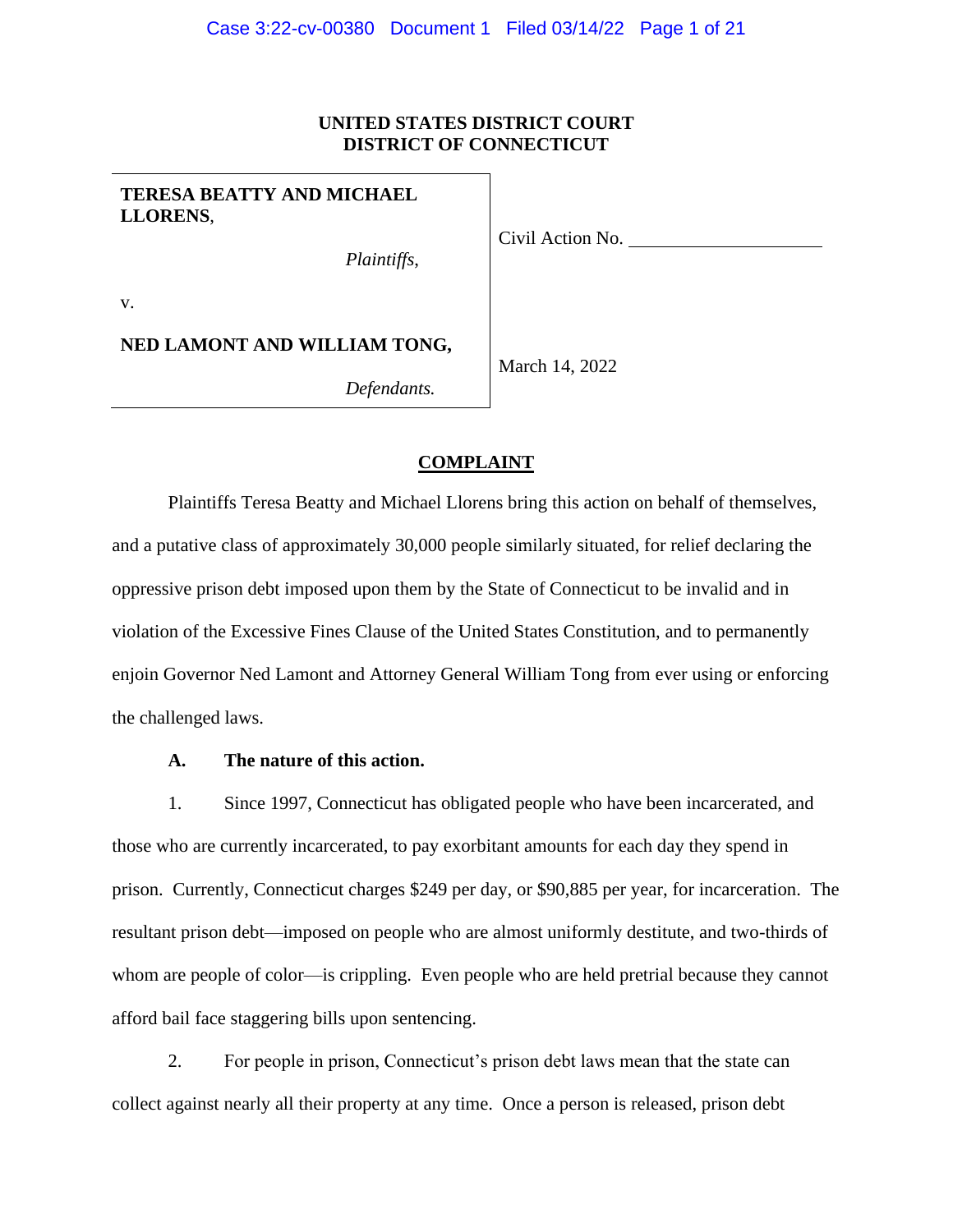**UNITED STATES DISTRICT COURT**
**DISTRICT OF CONNECTICUT**

| | |
|---|---|
| **TERESA BEATTY AND MICHAEL LLORENS**, *Plaintiffs*, | Civil Action No. ____________________ |
| v. | |
| **NEDLAMONT AND WILLIAM TONG,** *Defendants.* | March 14, 2022 |

## COMPLAINT

Plaintiffs Teresa Beatty and Michael Llorens bring this action on behalf of themselves, and a putative class of approximately 30,000 people similarly situated, for relief declaring the oppressive prison debt imposed upon them by the State of Connecticut to be invalid and in violation of the Excessive Fines Clause of the United States Constitution, and to permanently enjoin Governor Ned Lamont and Attorney General William Tong from ever using or enforcing the challenged laws.

### A. The nature of this action.

1. Since 1997, Connecticut has obligated people who have been incarcerated, and those who are currently incarcerated, to pay exorbitant amounts for each day they spend in prison. Currently, Connecticut charges $249 per day, or $90,885 per year, for incarceration. The resultant prison debt—imposed on people who are almost uniformly destitute, and two-thirds of whom are people of color—is crippling. Even people who are held pretrial because they cannot afford bail face staggering bills upon sentencing.

2. For people in prison, Connecticut's prison debt laws mean that the state can collect against nearly all their property at any time. Once a person is released, prison debt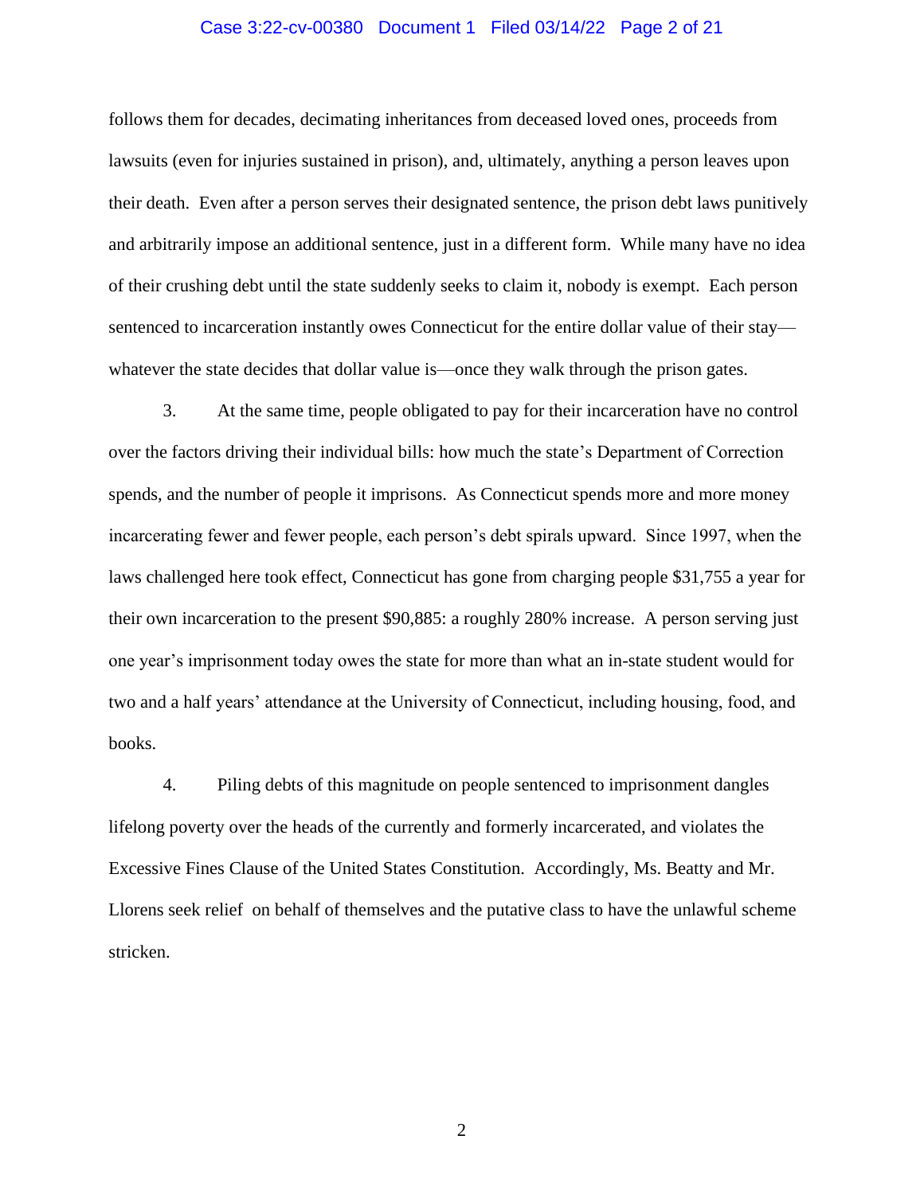follows them for decades, decimating inheritances from deceased loved ones, proceeds from lawsuits (even for injuries sustained in prison), and, ultimately, anything a person leaves upon their death. Even after a person serves their designated sentence, the prison debt laws punitively and arbitrarily impose an additional sentence, just in a different form. While many have no idea of their crushing debt until the state suddenly seeks to claim it, nobody is exempt. Each person sentenced to incarceration instantly owes Connecticut for the entire dollar value of their stay—whatever the state decides that dollar value is—once they walk through the prison gates.

3. At the same time, people obligated to pay for their incarceration have no control over the factors driving their individual bills: how much the state's Department of Correction spends, and the number of people it imprisons. As Connecticut spends more and more money incarcerating fewer and fewer people, each person's debt spirals upward. Since 1997, when the laws challenged here took effect, Connecticut has gone from charging people $31,755 a year for their own incarceration to the present $90,885: a roughly 280% increase. A person serving just one year's imprisonment today owes the state for more than what an in-state student would for two and a half years' attendance at the University of Connecticut, including housing, food, and books.

4. Piling debts of this magnitude on people sentenced to imprisonment dangles lifelong poverty over the heads of the currently and formerly incarcerated, and violates the Excessive Fines Clause of the United States Constitution. Accordingly, Ms. Beatty and Mr. Llorens seek relief on behalf of themselves and the putative class to have the unlawful scheme stricken.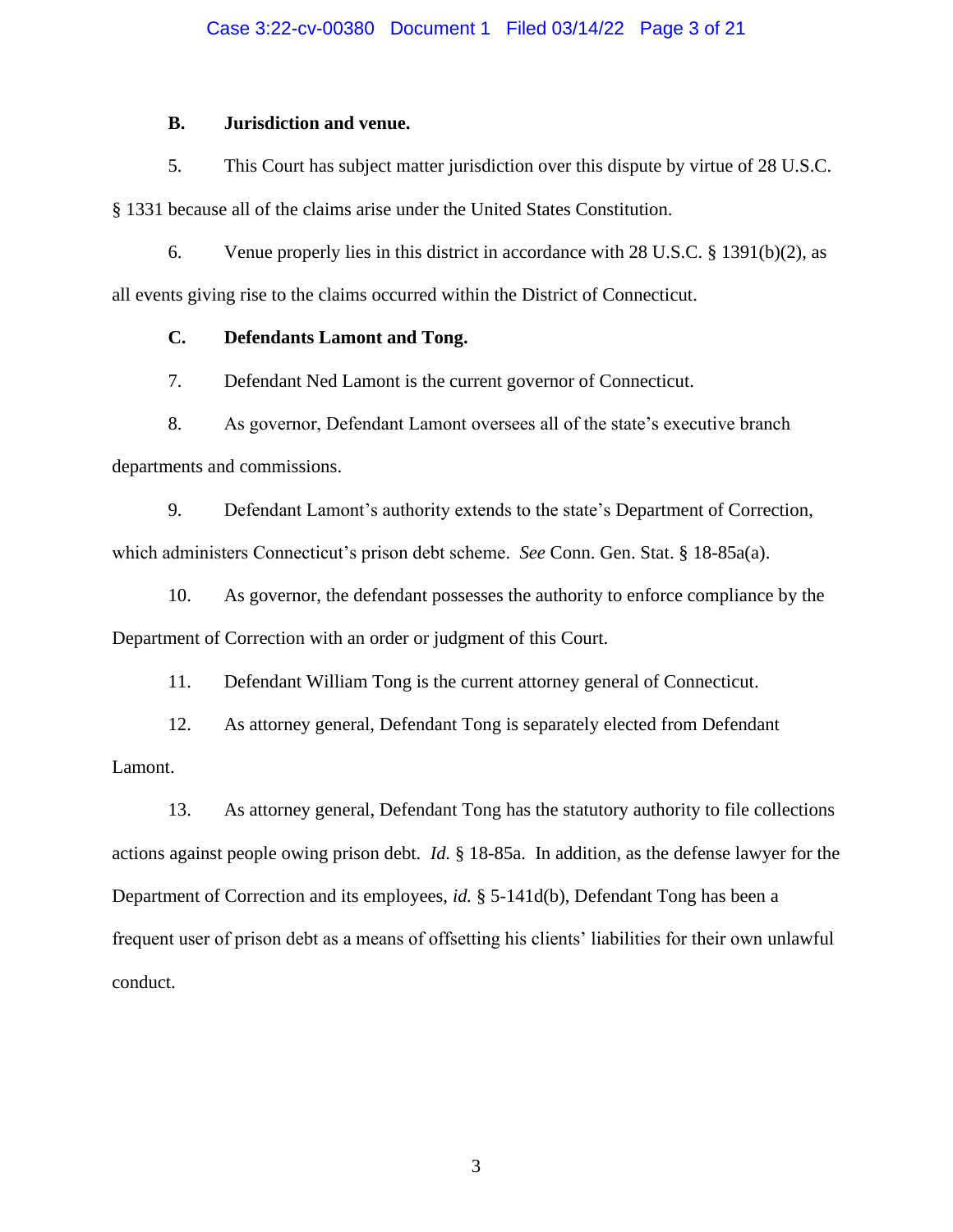**B. Jurisdiction and venue.**

5. This Court has subject matter jurisdiction over this dispute by virtue of 28 U.S.C. § 1331 because all of the claims arise under the United States Constitution.

6. Venue properly lies in this district in accordance with 28 U.S.C. § 1391(b)(2), as all events giving rise to the claims occurred within the District of Connecticut.

**C. Defendants Lamont and Tong.**

7. Defendant Ned Lamont is the current governor of Connecticut.

8. As governor, Defendant Lamont oversees all of the state's executive branch departments and commissions.

9. Defendant Lamont's authority extends to the state's Department of Correction, which administers Connecticut's prison debt scheme. *See* Conn. Gen. Stat. § 18-85a(a).

10. As governor, the defendant possesses the authority to enforce compliance by the Department of Correction with an order or judgment of this Court.

11. Defendant William Tong is the current attorney general of Connecticut.

12. As attorney general, Defendant Tong is separately elected from Defendant Lamont.

13. As attorney general, Defendant Tong has the statutory authority to file collections actions against people owing prison debt. *Id.* § 18-85a. In addition, as the defense lawyer for the Department of Correction and its employees, *id.* § 5-141d(b), Defendant Tong has been a frequent user of prison debt as a means of offsetting his clients' liabilities for their own unlawful conduct.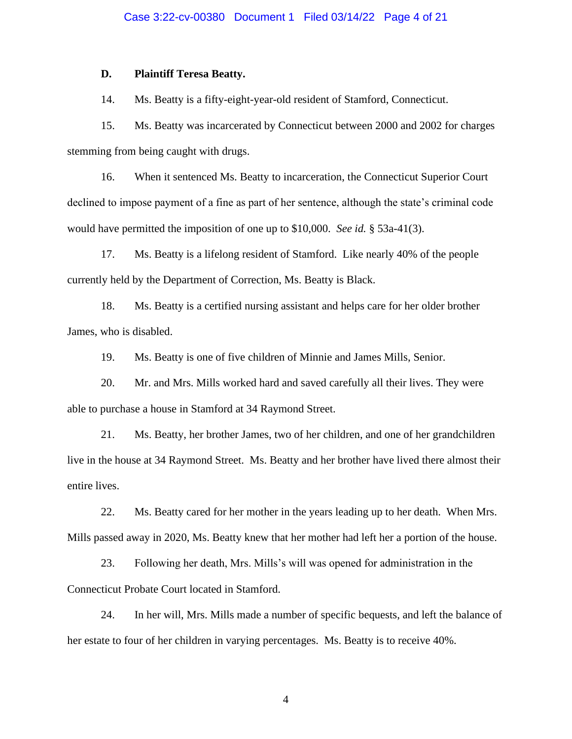### D. Plaintiff Teresa Beatty.

14. Ms. Beatty is a fifty-eight-year-old resident of Stamford, Connecticut.

15. Ms. Beatty was incarcerated by Connecticut between 2000 and 2002 for charges stemming from being caught with drugs.

16. When it sentenced Ms. Beatty to incarceration, the Connecticut Superior Court declined to impose payment of a fine as part of her sentence, although the state's criminal code would have permitted the imposition of one up to $10,000. *See id.* § 53a-41(3).

17. Ms. Beatty is a lifelong resident of Stamford. Like nearly 40% of the people currently held by the Department of Correction, Ms. Beatty is Black.

18. Ms. Beatty is a certified nursing assistant and helps care for her older brother James, who is disabled.

19. Ms. Beatty is one of five children of Minnie and James Mills, Senior.

20. Mr. and Mrs. Mills worked hard and saved carefully all their lives. They were able to purchase a house in Stamford at 34 Raymond Street.

21. Ms. Beatty, her brother James, two of her children, and one of her grandchildren live in the house at 34 Raymond Street. Ms. Beatty and her brother have lived there almost their entire lives.

22. Ms. Beatty cared for her mother in the years leading up to her death. When Mrs. Mills passed away in 2020, Ms. Beatty knew that her mother had left her a portion of the house.

23. Following her death, Mrs. Mills's will was opened for administration in the Connecticut Probate Court located in Stamford.

24. In her will, Mrs. Mills made a number of specific bequests, and left the balance of her estate to four of her children in varying percentages. Ms. Beatty is to receive 40%.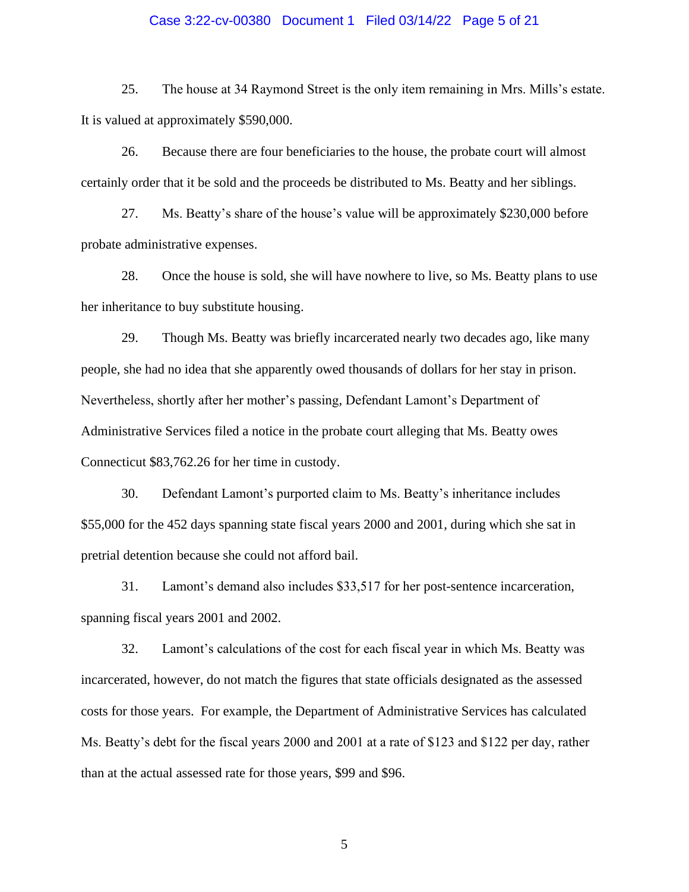25. The house at 34 Raymond Street is the only item remaining in Mrs. Mills's estate. It is valued at approximately $590,000.

26. Because there are four beneficiaries to the house, the probate court will almost certainly order that it be sold and the proceeds be distributed to Ms. Beatty and her siblings.

27. Ms. Beatty's share of the house's value will be approximately $230,000 before probate administrative expenses.

28. Once the house is sold, she will have nowhere to live, so Ms. Beatty plans to use her inheritance to buy substitute housing.

29. Though Ms. Beatty was briefly incarcerated nearly two decades ago, like many people, she had no idea that she apparently owed thousands of dollars for her stay in prison. Nevertheless, shortly after her mother's passing, Defendant Lamont's Department of Administrative Services filed a notice in the probate court alleging that Ms. Beatty owes Connecticut $83,762.26 for her time in custody.

30. Defendant Lamont's purported claim to Ms. Beatty's inheritance includes $55,000 for the 452 days spanning state fiscal years 2000 and 2001, during which she sat in pretrial detention because she could not afford bail.

31. Lamont's demand also includes $33,517 for her post-sentence incarceration, spanning fiscal years 2001 and 2002.

32. Lamont's calculations of the cost for each fiscal year in which Ms. Beatty was incarcerated, however, do not match the figures that state officials designated as the assessed costs for those years. For example, the Department of Administrative Services has calculated Ms. Beatty's debt for the fiscal years 2000 and 2001 at a rate of $123 and $122 per day, rather than at the actual assessed rate for those years, $99 and $96.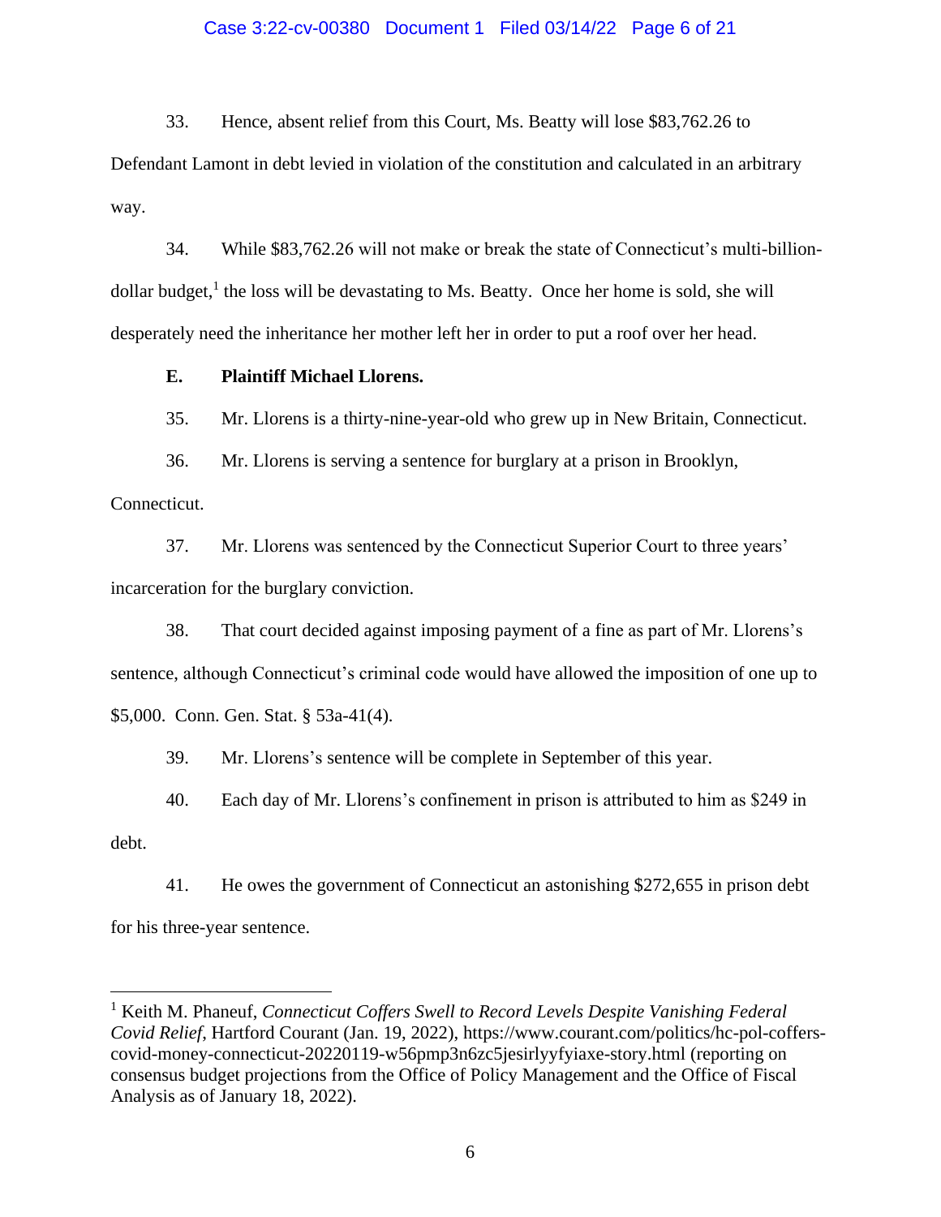33. Hence, absent relief from this Court, Ms. Beatty will lose $83,762.26 to Defendant Lamont in debt levied in violation of the constitution and calculated in an arbitrary way.

34. While $83,762.26 will not make or break the state of Connecticut's multi-billion-dollar budget,[1] the loss will be devastating to Ms. Beatty. Once her home is sold, she will desperately need the inheritance her mother left her in order to put a roof over her head.

**E. Plaintiff Michael Llorens.**

35. Mr. Llorens is a thirty-nine-year-old who grew up in New Britain, Connecticut.

36. Mr. Llorens is serving a sentence for burglary at a prison in Brooklyn, Connecticut.

37. Mr. Llorens was sentenced by the Connecticut Superior Court to three years' incarceration for the burglary conviction.

38. That court decided against imposing payment of a fine as part of Mr. Llorens's sentence, although Connecticut's criminal code would have allowed the imposition of one up to $5,000. Conn. Gen. Stat. § 53a-41(4).

39. Mr. Llorens's sentence will be complete in September of this year.

40. Each day of Mr. Llorens's confinement in prison is attributed to him as $249 in debt.

41. He owes the government of Connecticut an astonishing $272,655 in prison debt for his three-year sentence.

---

[1] Keith M. Phaneuf, *Connecticut Coffers Swell to Record Levels Despite Vanishing Federal Covid Relief*, Hartford Courant (Jan. 19, 2022), https://www.courant.com/politics/hc-pol-coffers-covid-money-connecticut-20220119-w56pmp3n6zc5jesirlyyfyiaxe-story.html (reporting on consensus budget projections from the Office of Policy Management and the Office of Fiscal Analysis as of January 18, 2022).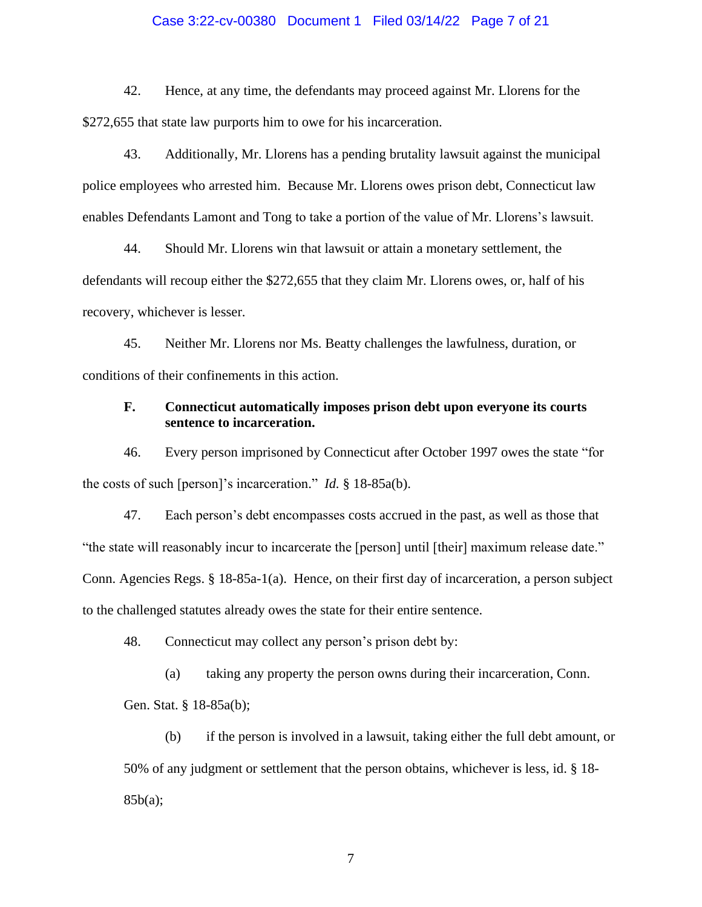42. Hence, at any time, the defendants may proceed against Mr. Llorens for the $272,655 that state law purports him to owe for his incarceration.

43. Additionally, Mr. Llorens has a pending brutality lawsuit against the municipal police employees who arrested him. Because Mr. Llorens owes prison debt, Connecticut law enables Defendants Lamont and Tong to take a portion of the value of Mr. Llorens's lawsuit.

44. Should Mr. Llorens win that lawsuit or attain a monetary settlement, the defendants will recoup either the $272,655 that they claim Mr. Llorens owes, or, half of his recovery, whichever is lesser.

45. Neither Mr. Llorens nor Ms. Beatty challenges the lawfulness, duration, or conditions of their confinements in this action.

### F. Connecticut automatically imposes prison debt upon everyone its courts sentence to incarceration.

46. Every person imprisoned by Connecticut after October 1997 owes the state "for the costs of such [person]'s incarceration." *Id.* § 18-85a(b).

47. Each person's debt encompasses costs accrued in the past, as well as those that "the state will reasonably incur to incarcerate the [person] until [their] maximum release date." Conn. Agencies Regs. § 18-85a-1(a). Hence, on their first day of incarceration, a person subject to the challenged statutes already owes the state for their entire sentence.

48. Connecticut may collect any person's prison debt by:

(a) taking any property the person owns during their incarceration, Conn. Gen. Stat. § 18-85a(b);

(b) if the person is involved in a lawsuit, taking either the full debt amount, or 50% of any judgment or settlement that the person obtains, whichever is less, id. § 18-85b(a);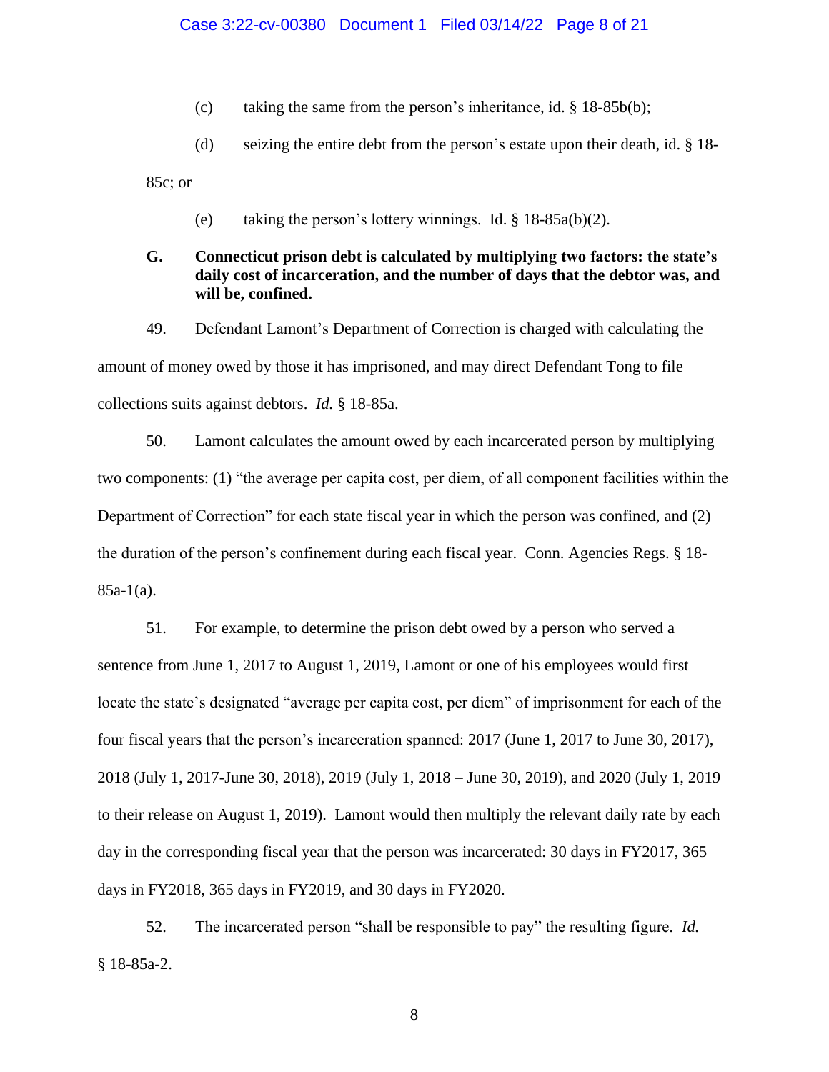(c) taking the same from the person's inheritance, id. § 18-85b(b);

(d) seizing the entire debt from the person's estate upon their death, id. § 18-85c; or

(e) taking the person's lottery winnings. Id. § 18-85a(b)(2).

### G. Connecticut prison debt is calculated by multiplying two factors: the state's daily cost of incarceration, and the number of days that the debtor was, and will be, confined.

49. Defendant Lamont's Department of Correction is charged with calculating the amount of money owed by those it has imprisoned, and may direct Defendant Tong to file collections suits against debtors. *Id.* § 18-85a.

50. Lamont calculates the amount owed by each incarcerated person by multiplying two components: (1) "the average per capita cost, per diem, of all component facilities within the Department of Correction" for each state fiscal year in which the person was confined, and (2) the duration of the person's confinement during each fiscal year. Conn. Agencies Regs. § 18-85a-1(a).

51. For example, to determine the prison debt owed by a person who served a sentence from June 1, 2017 to August 1, 2019, Lamont or one of his employees would first locate the state's designated "average per capita cost, per diem" of imprisonment for each of the four fiscal years that the person's incarceration spanned: 2017 (June 1, 2017 to June 30, 2017), 2018 (July 1, 2017-June 30, 2018), 2019 (July 1, 2018 – June 30, 2019), and 2020 (July 1, 2019 to their release on August 1, 2019). Lamont would then multiply the relevant daily rate by each day in the corresponding fiscal year that the person was incarcerated: 30 days in FY2017, 365 days in FY2018, 365 days in FY2019, and 30 days in FY2020.

52. The incarcerated person "shall be responsible to pay" the resulting figure. *Id.* § 18-85a-2.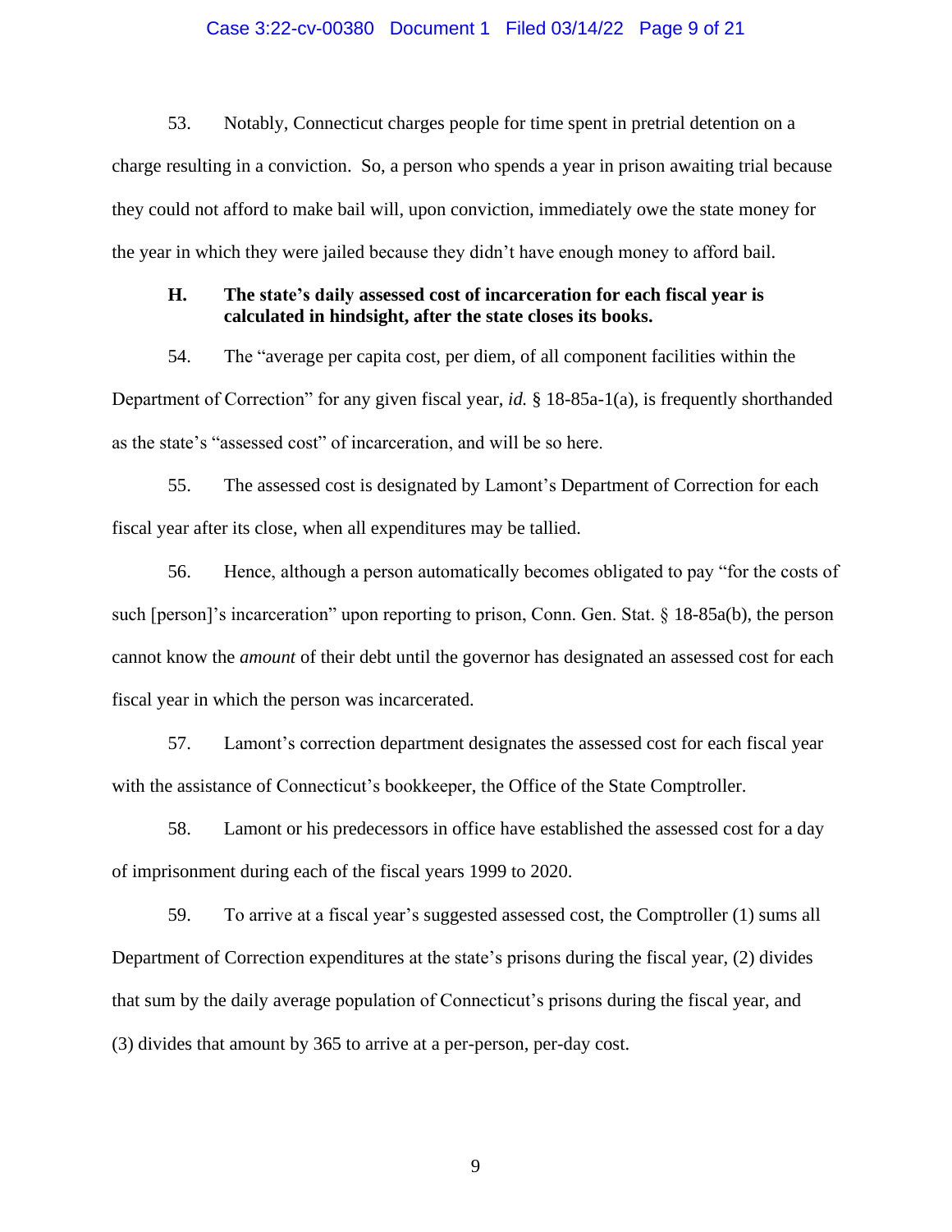53. Notably, Connecticut charges people for time spent in pretrial detention on a charge resulting in a conviction. So, a person who spends a year in prison awaiting trial because they could not afford to make bail will, upon conviction, immediately owe the state money for the year in which they were jailed because they didn't have enough money to afford bail.

### H. The state's daily assessed cost of incarceration for each fiscal year is calculated in hindsight, after the state closes its books.

54. The "average per capita cost, per diem, of all component facilities within the Department of Correction" for any given fiscal year, *id.* § 18-85a-1(a), is frequently shorthanded as the state's "assessed cost" of incarceration, and will be so here.

55. The assessed cost is designated by Lamont's Department of Correction for each fiscal year after its close, when all expenditures may be tallied.

56. Hence, although a person automatically becomes obligated to pay "for the costs of such [person]'s incarceration" upon reporting to prison, Conn. Gen. Stat. § 18-85a(b), the person cannot know the *amount* of their debt until the governor has designated an assessed cost for each fiscal year in which the person was incarcerated.

57. Lamont's correction department designates the assessed cost for each fiscal year with the assistance of Connecticut's bookkeeper, the Office of the State Comptroller.

58. Lamont or his predecessors in office have established the assessed cost for a day of imprisonment during each of the fiscal years 1999 to 2020.

59. To arrive at a fiscal year's suggested assessed cost, the Comptroller (1) sums all Department of Correction expenditures at the state's prisons during the fiscal year, (2) divides that sum by the daily average population of Connecticut's prisons during the fiscal year, and (3) divides that amount by 365 to arrive at a per-person, per-day cost.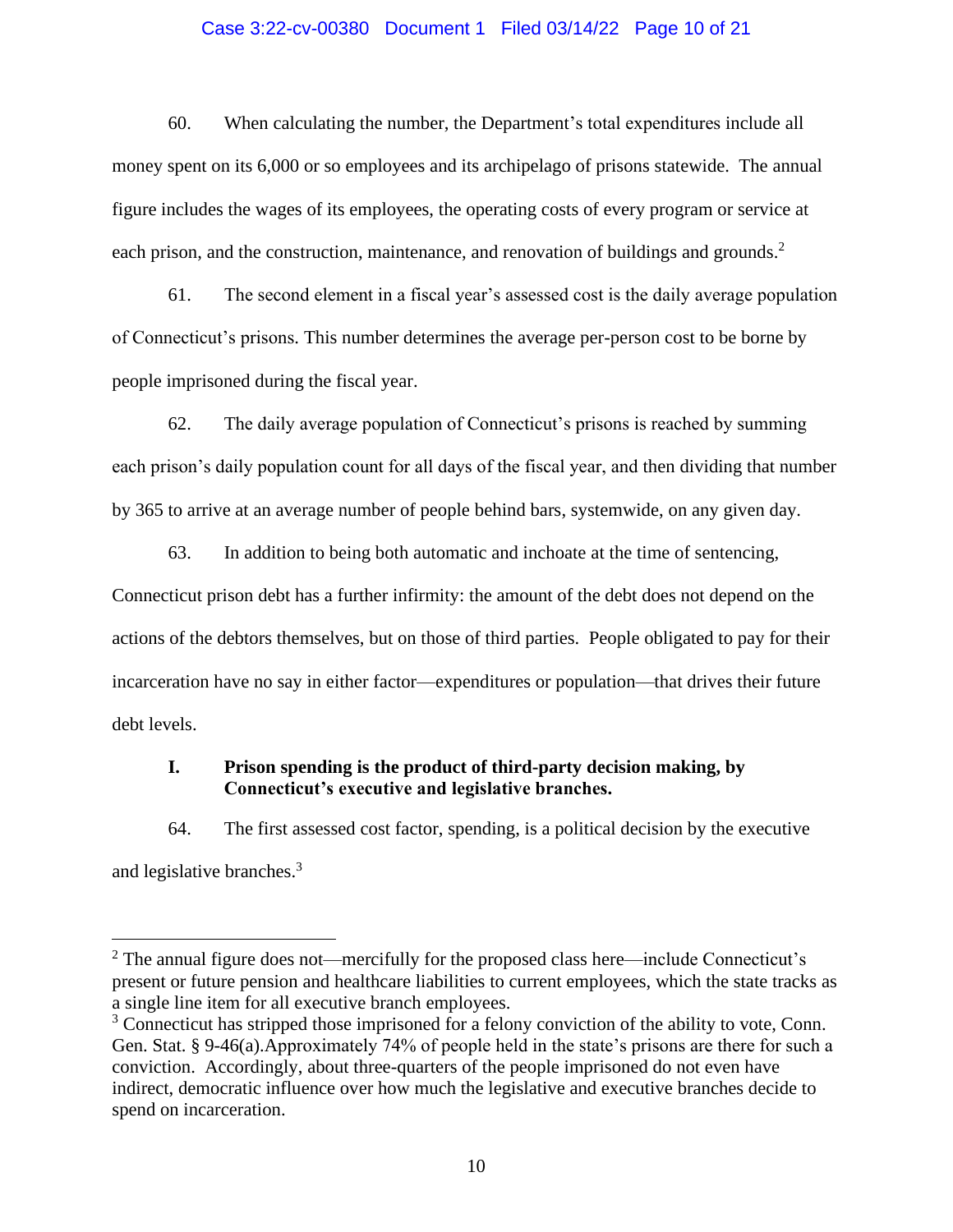60. When calculating the number, the Department's total expenditures include all money spent on its 6,000 or so employees and its archipelago of prisons statewide. The annual figure includes the wages of its employees, the operating costs of every program or service at each prison, and the construction, maintenance, and renovation of buildings and grounds.[2]

61. The second element in a fiscal year's assessed cost is the daily average population of Connecticut's prisons. This number determines the average per-person cost to be borne by people imprisoned during the fiscal year.

62. The daily average population of Connecticut's prisons is reached by summing each prison's daily population count for all days of the fiscal year, and then dividing that number by 365 to arrive at an average number of people behind bars, systemwide, on any given day.

63. In addition to being both automatic and inchoate at the time of sentencing, Connecticut prison debt has a further infirmity: the amount of the debt does not depend on the actions of the debtors themselves, but on those of third parties. People obligated to pay for their incarceration have no say in either factor—expenditures or population—that drives their future debt levels.

## I. Prison spending is the product of third-party decision making, by Connecticut's executive and legislative branches.

64. The first assessed cost factor, spending, is a political decision by the executive and legislative branches.[3]

---

[2] The annual figure does not—mercifully for the proposed class here—include Connecticut's present or future pension and healthcare liabilities to current employees, which the state tracks as a single line item for all executive branch employees.

[3] Connecticut has stripped those imprisoned for a felony conviction of the ability to vote, Conn. Gen. Stat. § 9-46(a).Approximately 74% of people held in the state's prisons are there for such a conviction. Accordingly, about three-quarters of the people imprisoned do not even have indirect, democratic influence over how much the legislative and executive branches decide to spend on incarceration.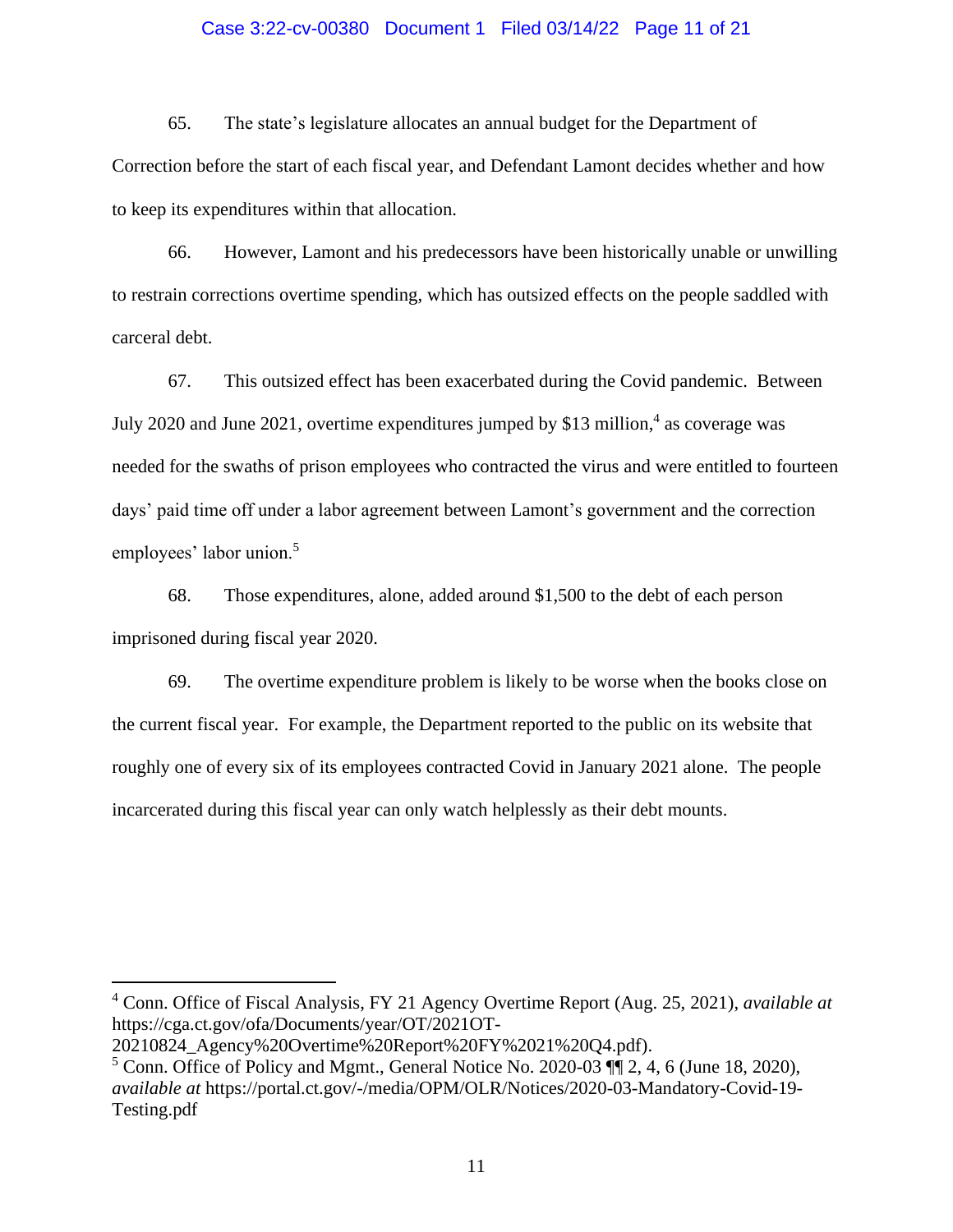65. The state's legislature allocates an annual budget for the Department of Correction before the start of each fiscal year, and Defendant Lamont decides whether and how to keep its expenditures within that allocation.

66. However, Lamont and his predecessors have been historically unable or unwilling to restrain corrections overtime spending, which has outsized effects on the people saddled with carceral debt.

67. This outsized effect has been exacerbated during the Covid pandemic. Between July 2020 and June 2021, overtime expenditures jumped by $13 million,[4] as coverage was needed for the swaths of prison employees who contracted the virus and were entitled to fourteen days' paid time off under a labor agreement between Lamont's government and the correction employees' labor union.[5]

68. Those expenditures, alone, added around $1,500 to the debt of each person imprisoned during fiscal year 2020.

69. The overtime expenditure problem is likely to be worse when the books close on the current fiscal year. For example, the Department reported to the public on its website that roughly one of every six of its employees contracted Covid in January 2021 alone. The people incarcerated during this fiscal year can only watch helplessly as their debt mounts.

---

[4] Conn. Office of Fiscal Analysis, FY 21 Agency Overtime Report (Aug. 25, 2021), *available at* https://cga.ct.gov/ofa/Documents/year/OT/2021OT-20210824_Agency%20Overtime%20Report%20FY%2021%20Q4.pdf).

[5] Conn. Office of Policy and Mgmt., General Notice No. 2020-03 ¶¶ 2, 4, 6 (June 18, 2020), *available at* https://portal.ct.gov/-/media/OPM/OLR/Notices/2020-03-Mandatory-Covid-19-Testing.pdf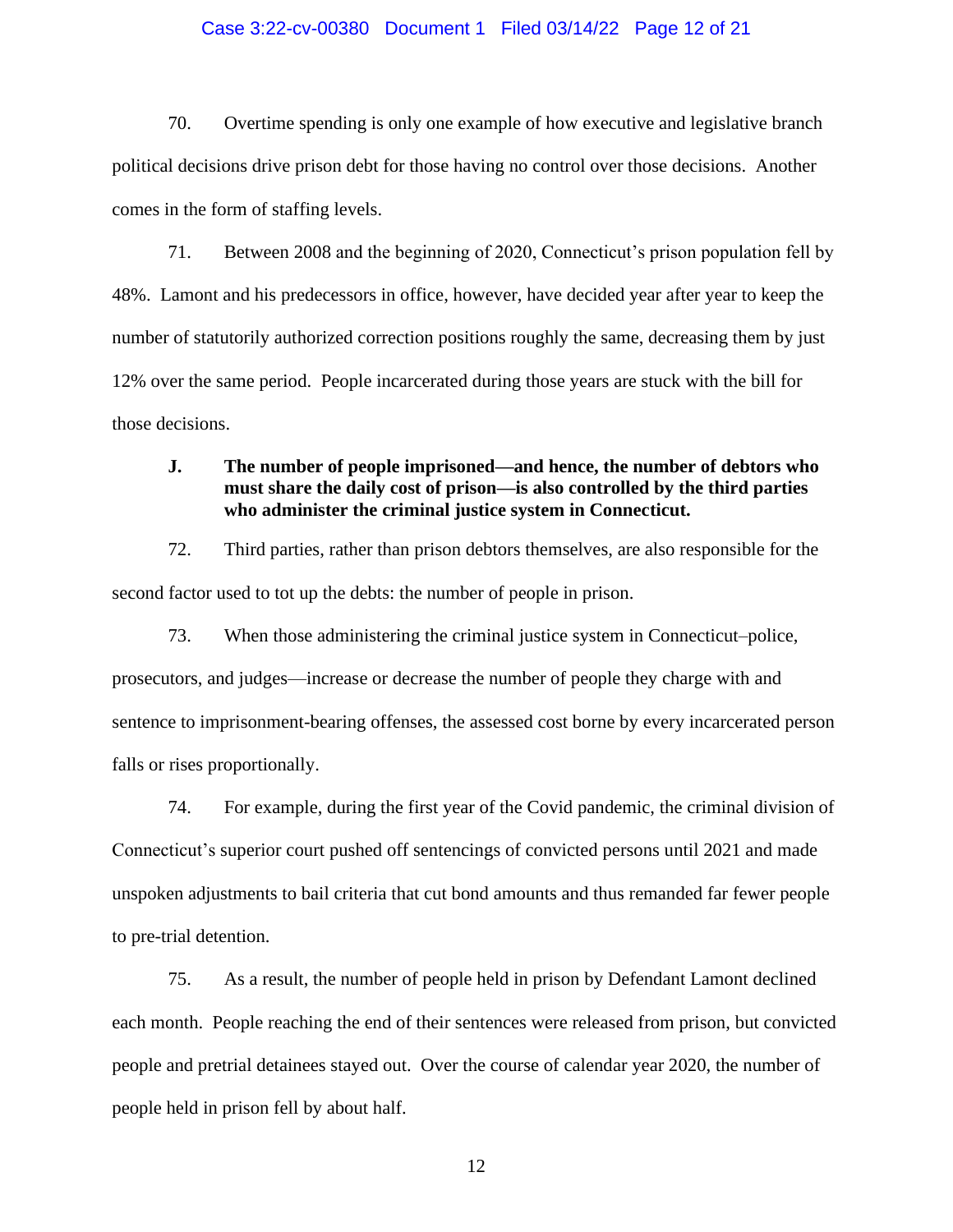70. Overtime spending is only one example of how executive and legislative branch political decisions drive prison debt for those having no control over those decisions. Another comes in the form of staffing levels.

71. Between 2008 and the beginning of 2020, Connecticut's prison population fell by 48%. Lamont and his predecessors in office, however, have decided year after year to keep the number of statutorily authorized correction positions roughly the same, decreasing them by just 12% over the same period. People incarcerated during those years are stuck with the bill for those decisions.

### J. The number of people imprisoned—and hence, the number of debtors who must share the daily cost of prison—is also controlled by the third parties who administer the criminal justice system in Connecticut.

72. Third parties, rather than prison debtors themselves, are also responsible for the second factor used to tot up the debts: the number of people in prison.

73. When those administering the criminal justice system in Connecticut–police, prosecutors, and judges—increase or decrease the number of people they charge with and sentence to imprisonment-bearing offenses, the assessed cost borne by every incarcerated person falls or rises proportionally.

74. For example, during the first year of the Covid pandemic, the criminal division of Connecticut's superior court pushed off sentencings of convicted persons until 2021 and made unspoken adjustments to bail criteria that cut bond amounts and thus remanded far fewer people to pre-trial detention.

75. As a result, the number of people held in prison by Defendant Lamont declined each month. People reaching the end of their sentences were released from prison, but convicted people and pretrial detainees stayed out. Over the course of calendar year 2020, the number of people held in prison fell by about half.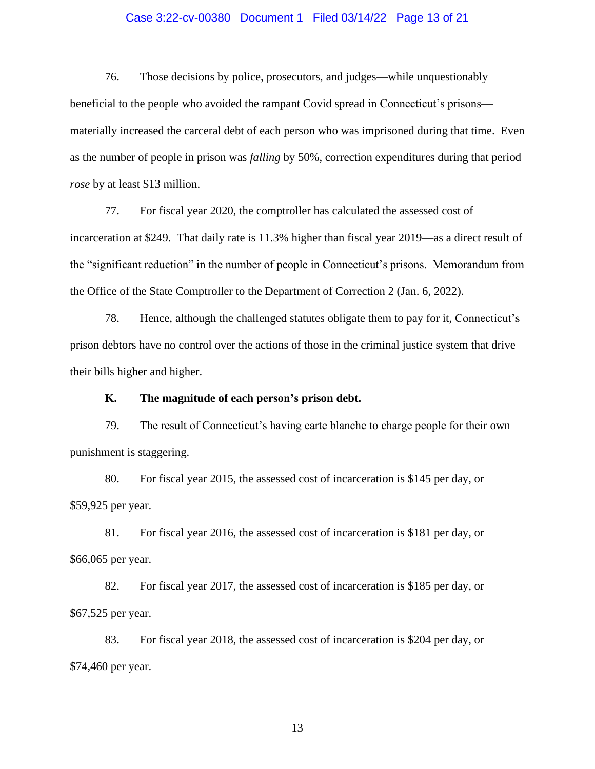76. Those decisions by police, prosecutors, and judges—while unquestionably beneficial to the people who avoided the rampant Covid spread in Connecticut's prisons—materially increased the carceral debt of each person who was imprisoned during that time. Even as the number of people in prison was *falling* by 50%, correction expenditures during that period *rose* by at least $13 million.

77. For fiscal year 2020, the comptroller has calculated the assessed cost of incarceration at $249. That daily rate is 11.3% higher than fiscal year 2019—as a direct result of the "significant reduction" in the number of people in Connecticut's prisons. Memorandum from the Office of the State Comptroller to the Department of Correction 2 (Jan. 6, 2022).

78. Hence, although the challenged statutes obligate them to pay for it, Connecticut's prison debtors have no control over the actions of those in the criminal justice system that drive their bills higher and higher.

**K. The magnitude of each person's prison debt.**

79. The result of Connecticut's having carte blanche to charge people for their own punishment is staggering.

80. For fiscal year 2015, the assessed cost of incarceration is $145 per day, or $59,925 per year.

81. For fiscal year 2016, the assessed cost of incarceration is $181 per day, or $66,065 per year.

82. For fiscal year 2017, the assessed cost of incarceration is $185 per day, or $67,525 per year.

83. For fiscal year 2018, the assessed cost of incarceration is $204 per day, or $74,460 per year.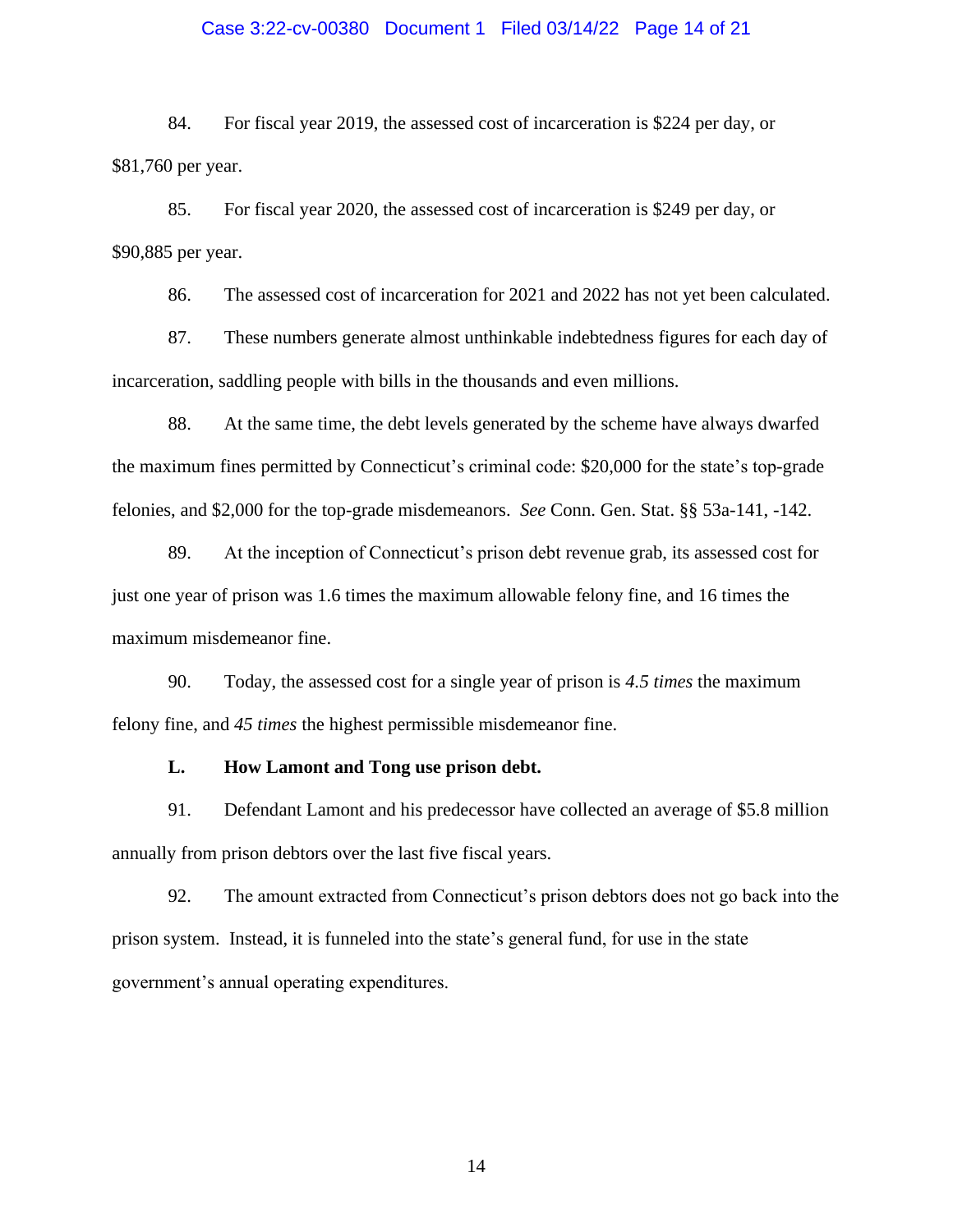84. For fiscal year 2019, the assessed cost of incarceration is $224 per day, or $81,760 per year.

85. For fiscal year 2020, the assessed cost of incarceration is $249 per day, or $90,885 per year.

86. The assessed cost of incarceration for 2021 and 2022 has not yet been calculated.

87. These numbers generate almost unthinkable indebtedness figures for each day of incarceration, saddling people with bills in the thousands and even millions.

88. At the same time, the debt levels generated by the scheme have always dwarfed the maximum fines permitted by Connecticut's criminal code: $20,000 for the state's top-grade felonies, and $2,000 for the top-grade misdemeanors. *See* Conn. Gen. Stat. §§ 53a-141, -142.

89. At the inception of Connecticut's prison debt revenue grab, its assessed cost for just one year of prison was 1.6 times the maximum allowable felony fine, and 16 times the maximum misdemeanor fine.

90. Today, the assessed cost for a single year of prison is *4.5 times* the maximum felony fine, and *45 times* the highest permissible misdemeanor fine.

### L. How Lamont and Tong use prison debt.

91. Defendant Lamont and his predecessor have collected an average of $5.8 million annually from prison debtors over the last five fiscal years.

92. The amount extracted from Connecticut's prison debtors does not go back into the prison system. Instead, it is funneled into the state's general fund, for use in the state government's annual operating expenditures.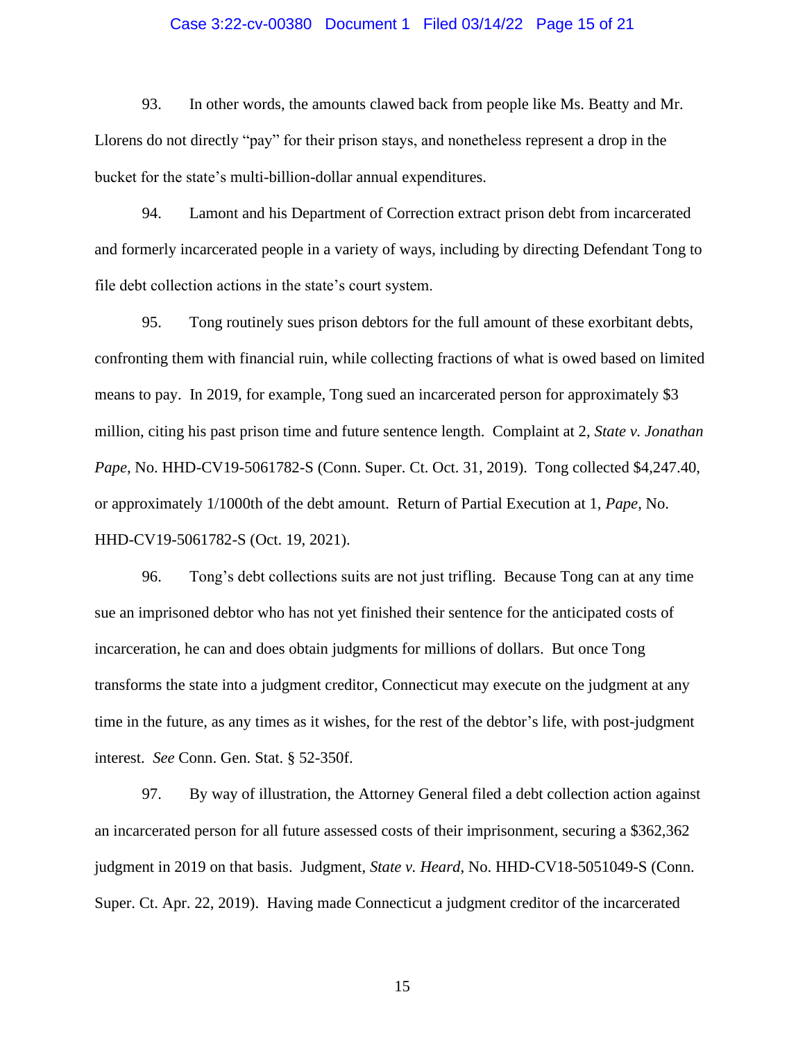93. In other words, the amounts clawed back from people like Ms. Beatty and Mr. Llorens do not directly "pay" for their prison stays, and nonetheless represent a drop in the bucket for the state's multi-billion-dollar annual expenditures.

94. Lamont and his Department of Correction extract prison debt from incarcerated and formerly incarcerated people in a variety of ways, including by directing Defendant Tong to file debt collection actions in the state's court system.

95. Tong routinely sues prison debtors for the full amount of these exorbitant debts, confronting them with financial ruin, while collecting fractions of what is owed based on limited means to pay. In 2019, for example, Tong sued an incarcerated person for approximately $3 million, citing his past prison time and future sentence length. Complaint at 2, *State v. Jonathan Pape*, No. HHD-CV19-5061782-S (Conn. Super. Ct. Oct. 31, 2019). Tong collected $4,247.40, or approximately 1/1000th of the debt amount. Return of Partial Execution at 1, *Pape*, No. HHD-CV19-5061782-S (Oct. 19, 2021).

96. Tong's debt collections suits are not just trifling. Because Tong can at any time sue an imprisoned debtor who has not yet finished their sentence for the anticipated costs of incarceration, he can and does obtain judgments for millions of dollars. But once Tong transforms the state into a judgment creditor, Connecticut may execute on the judgment at any time in the future, as any times as it wishes, for the rest of the debtor's life, with post-judgment interest. *See* Conn. Gen. Stat. § 52-350f.

97. By way of illustration, the Attorney General filed a debt collection action against an incarcerated person for all future assessed costs of their imprisonment, securing a $362,362 judgment in 2019 on that basis. Judgment, *State v. Heard*, No. HHD-CV18-5051049-S (Conn. Super. Ct. Apr. 22, 2019). Having made Connecticut a judgment creditor of the incarcerated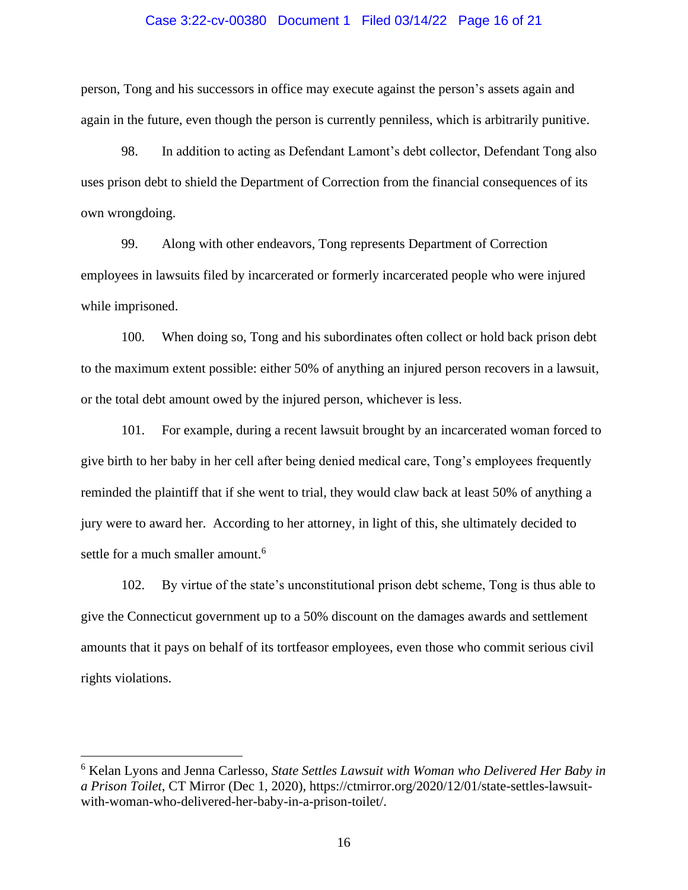person, Tong and his successors in office may execute against the person's assets again and again in the future, even though the person is currently penniless, which is arbitrarily punitive.

98. In addition to acting as Defendant Lamont's debt collector, Defendant Tong also uses prison debt to shield the Department of Correction from the financial consequences of its own wrongdoing.

99. Along with other endeavors, Tong represents Department of Correction employees in lawsuits filed by incarcerated or formerly incarcerated people who were injured while imprisoned.

100. When doing so, Tong and his subordinates often collect or hold back prison debt to the maximum extent possible: either 50% of anything an injured person recovers in a lawsuit, or the total debt amount owed by the injured person, whichever is less.

101. For example, during a recent lawsuit brought by an incarcerated woman forced to give birth to her baby in her cell after being denied medical care, Tong's employees frequently reminded the plaintiff that if she went to trial, they would claw back at least 50% of anything a jury were to award her. According to her attorney, in light of this, she ultimately decided to settle for a much smaller amount.[6]

102. By virtue of the state's unconstitutional prison debt scheme, Tong is thus able to give the Connecticut government up to a 50% discount on the damages awards and settlement amounts that it pays on behalf of its tortfeasor employees, even those who commit serious civil rights violations.

---

[6] Kelan Lyons and Jenna Carlesso, *State Settles Lawsuit with Woman who Delivered Her Baby in a Prison Toilet*, CT Mirror (Dec 1, 2020), https://ctmirror.org/2020/12/01/state-settles-lawsuit-with-woman-who-delivered-her-baby-in-a-prison-toilet/.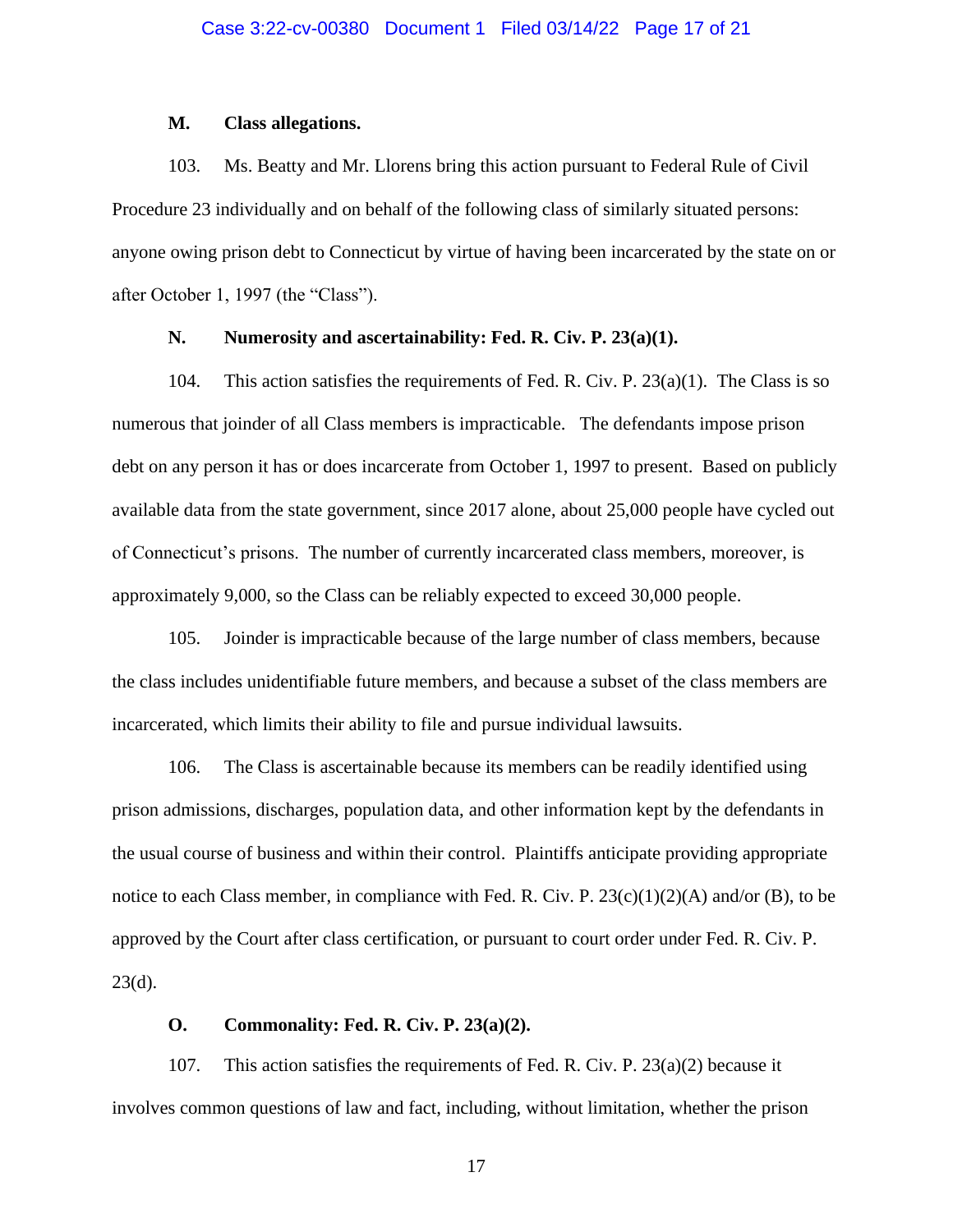### M. Class allegations.

103. Ms. Beatty and Mr. Llorens bring this action pursuant to Federal Rule of Civil Procedure 23 individually and on behalf of the following class of similarly situated persons: anyone owing prison debt to Connecticut by virtue of having been incarcerated by the state on or after October 1, 1997 (the "Class").

### N. Numerosity and ascertainability: Fed. R. Civ. P. 23(a)(1).

104. This action satisfies the requirements of Fed. R. Civ. P. 23(a)(1). The Class is so numerous that joinder of all Class members is impracticable. The defendants impose prison debt on any person it has or does incarcerate from October 1, 1997 to present. Based on publicly available data from the state government, since 2017 alone, about 25,000 people have cycled out of Connecticut's prisons. The number of currently incarcerated class members, moreover, is approximately 9,000, so the Class can be reliably expected to exceed 30,000 people.

105. Joinder is impracticable because of the large number of class members, because the class includes unidentifiable future members, and because a subset of the class members are incarcerated, which limits their ability to file and pursue individual lawsuits.

106. The Class is ascertainable because its members can be readily identified using prison admissions, discharges, population data, and other information kept by the defendants in the usual course of business and within their control. Plaintiffs anticipate providing appropriate notice to each Class member, in compliance with Fed. R. Civ. P. 23(c)(1)(2)(A) and/or (B), to be approved by the Court after class certification, or pursuant to court order under Fed. R. Civ. P. 23(d).

### O. Commonality: Fed. R. Civ. P. 23(a)(2).

107. This action satisfies the requirements of Fed. R. Civ. P. 23(a)(2) because it involves common questions of law and fact, including, without limitation, whether the prison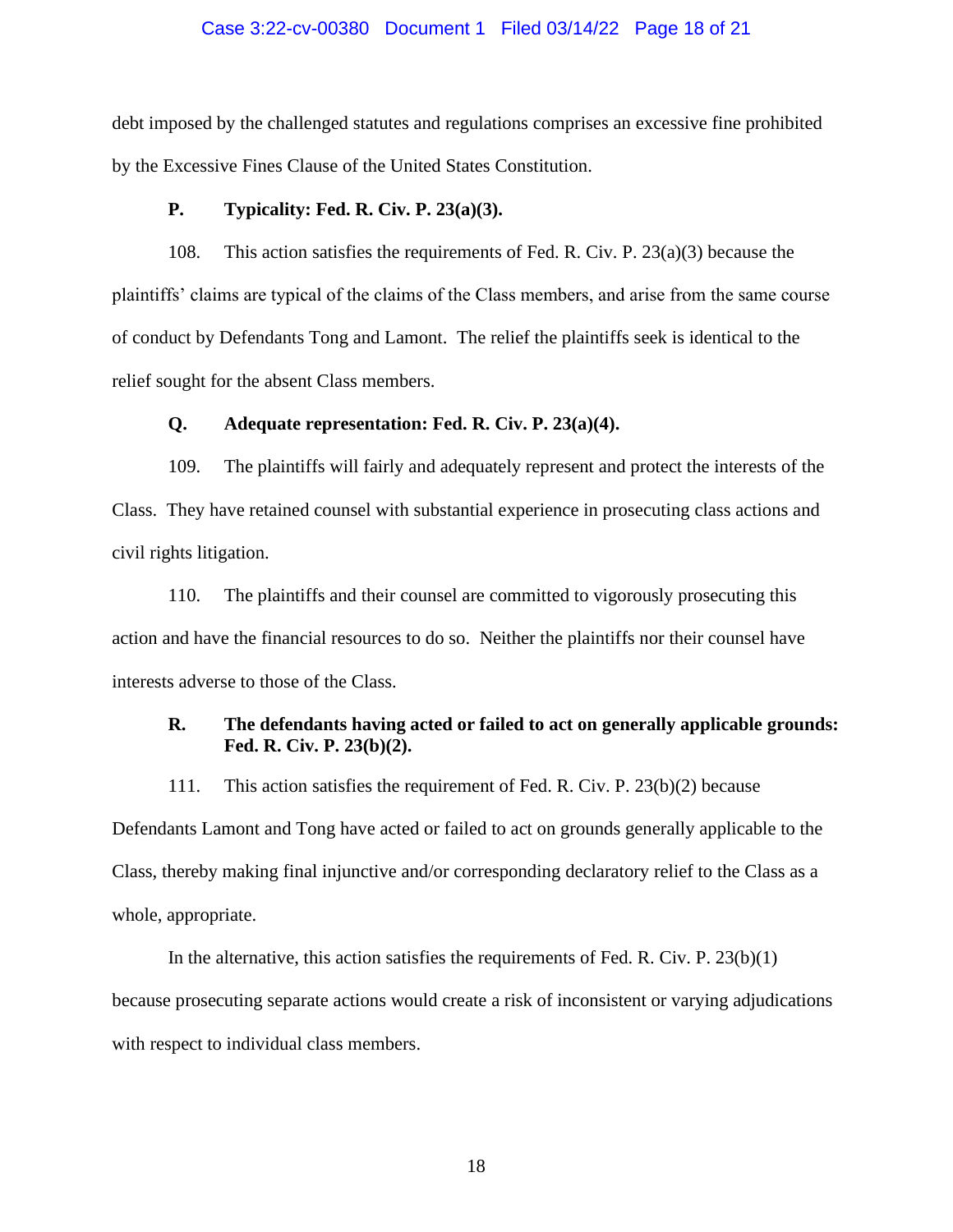debt imposed by the challenged statutes and regulations comprises an excessive fine prohibited by the Excessive Fines Clause of the United States Constitution.

**P. Typicality: Fed. R. Civ. P. 23(a)(3).**

108. This action satisfies the requirements of Fed. R. Civ. P. 23(a)(3) because the plaintiffs' claims are typical of the claims of the Class members, and arise from the same course of conduct by Defendants Tong and Lamont. The relief the plaintiffs seek is identical to the relief sought for the absent Class members.

**Q. Adequate representation: Fed. R. Civ. P. 23(a)(4).**

109. The plaintiffs will fairly and adequately represent and protect the interests of the Class. They have retained counsel with substantial experience in prosecuting class actions and civil rights litigation.

110. The plaintiffs and their counsel are committed to vigorously prosecuting this action and have the financial resources to do so. Neither the plaintiffs nor their counsel have interests adverse to those of the Class.

**R. The defendants having acted or failed to act on generally applicable grounds: Fed. R. Civ. P. 23(b)(2).**

111. This action satisfies the requirement of Fed. R. Civ. P. 23(b)(2) because Defendants Lamont and Tong have acted or failed to act on grounds generally applicable to the Class, thereby making final injunctive and/or corresponding declaratory relief to the Class as a whole, appropriate.

In the alternative, this action satisfies the requirements of Fed. R. Civ. P. 23(b)(1) because prosecuting separate actions would create a risk of inconsistent or varying adjudications with respect to individual class members.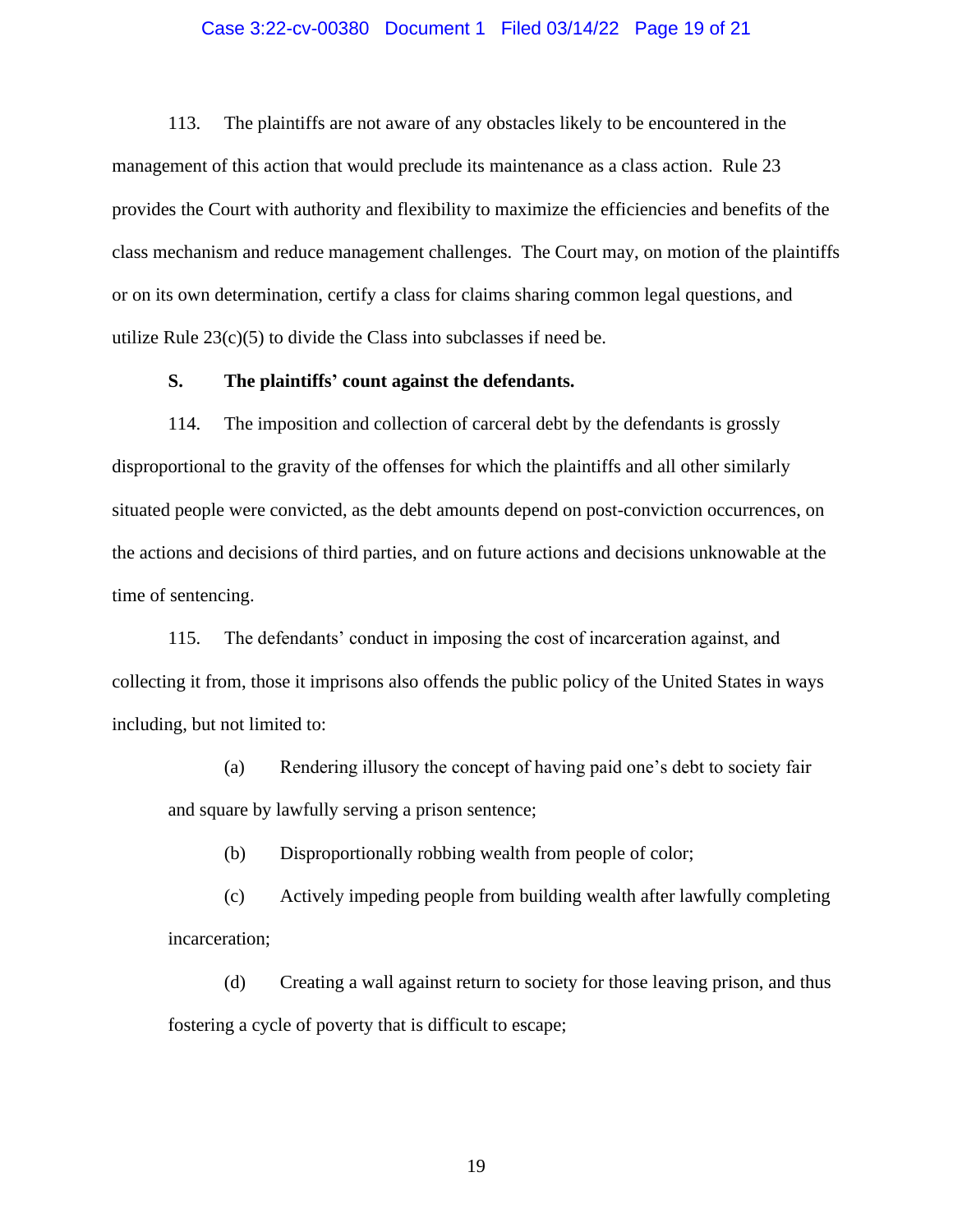113. The plaintiffs are not aware of any obstacles likely to be encountered in the management of this action that would preclude its maintenance as a class action. Rule 23 provides the Court with authority and flexibility to maximize the efficiencies and benefits of the class mechanism and reduce management challenges. The Court may, on motion of the plaintiffs or on its own determination, certify a class for claims sharing common legal questions, and utilize Rule 23(c)(5) to divide the Class into subclasses if need be.

### S. The plaintiffs' count against the defendants.

114. The imposition and collection of carceral debt by the defendants is grossly disproportional to the gravity of the offenses for which the plaintiffs and all other similarly situated people were convicted, as the debt amounts depend on post-conviction occurrences, on the actions and decisions of third parties, and on future actions and decisions unknowable at the time of sentencing.

115. The defendants' conduct in imposing the cost of incarceration against, and collecting it from, those it imprisons also offends the public policy of the United States in ways including, but not limited to:

(a) Rendering illusory the concept of having paid one's debt to society fair and square by lawfully serving a prison sentence;

(b) Disproportionally robbing wealth from people of color;

(c) Actively impeding people from building wealth after lawfully completing incarceration;

(d) Creating a wall against return to society for those leaving prison, and thus fostering a cycle of poverty that is difficult to escape;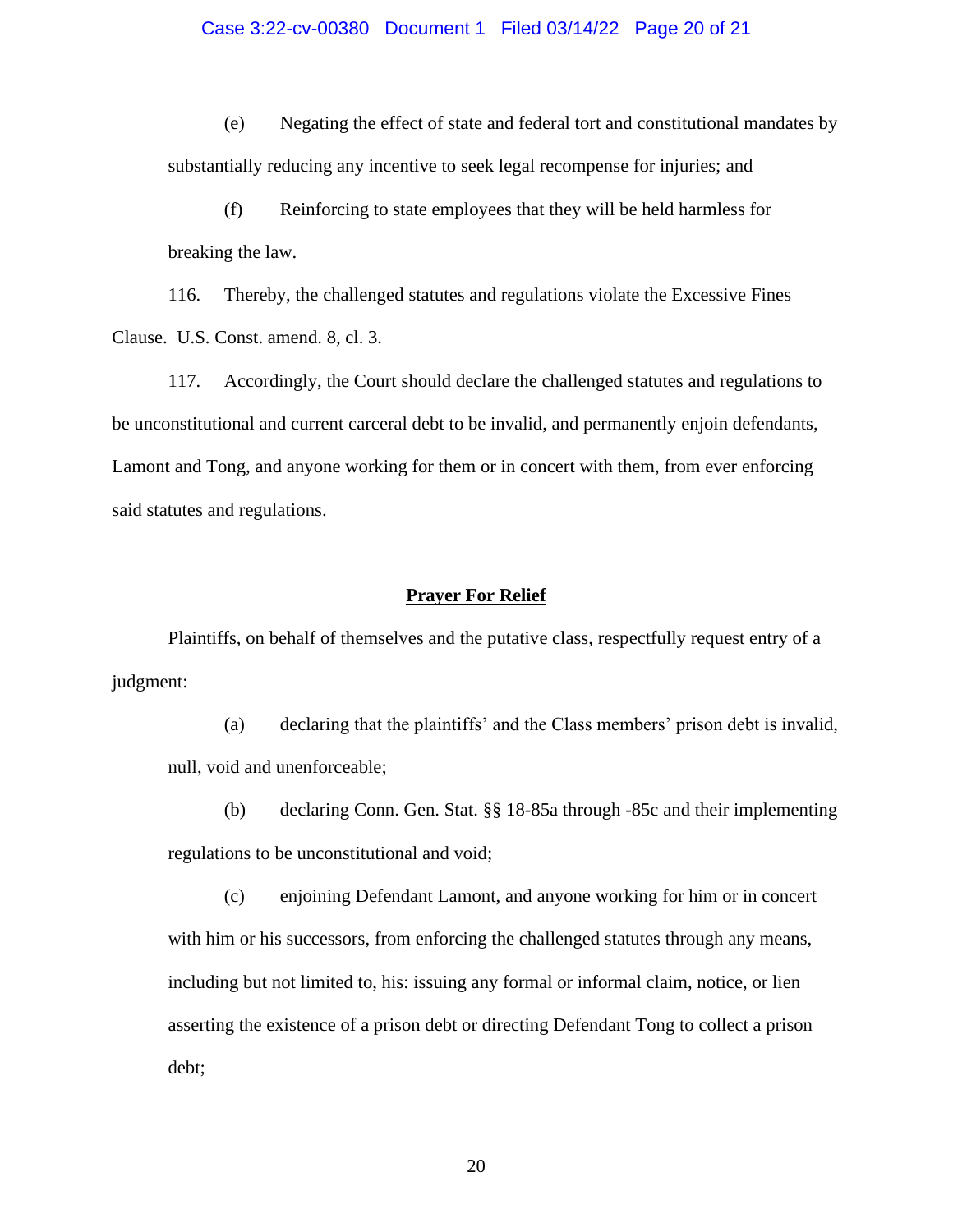(e) Negating the effect of state and federal tort and constitutional mandates by substantially reducing any incentive to seek legal recompense for injuries; and

(f) Reinforcing to state employees that they will be held harmless for breaking the law.

116. Thereby, the challenged statutes and regulations violate the Excessive Fines Clause. U.S. Const. amend. 8, cl. 3.

117. Accordingly, the Court should declare the challenged statutes and regulations to be unconstitutional and current carceral debt to be invalid, and permanently enjoin defendants, Lamont and Tong, and anyone working for them or in concert with them, from ever enforcing said statutes and regulations.

## **Prayer For Relief**

Plaintiffs, on behalf of themselves and the putative class, respectfully request entry of a judgment:

(a) declaring that the plaintiffs' and the Class members' prison debt is invalid, null, void and unenforceable;

(b) declaring Conn. Gen. Stat. §§ 18-85a through -85c and their implementing regulations to be unconstitutional and void;

(c) enjoining Defendant Lamont, and anyone working for him or in concert with him or his successors, from enforcing the challenged statutes through any means, including but not limited to, his: issuing any formal or informal claim, notice, or lien asserting the existence of a prison debt or directing Defendant Tong to collect a prison debt;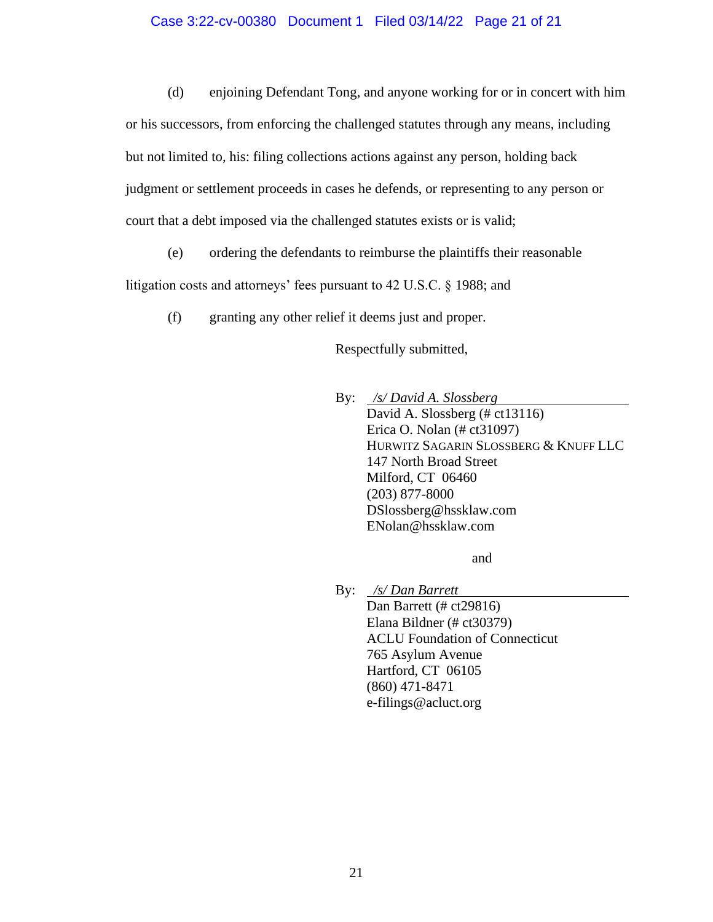(d) enjoining Defendant Tong, and anyone working for or in concert with him or his successors, from enforcing the challenged statutes through any means, including but not limited to, his: filing collections actions against any person, holding back judgment or settlement proceeds in cases he defends, or representing to any person or court that a debt imposed via the challenged statutes exists or is valid;

(e) ordering the defendants to reimburse the plaintiffs their reasonable litigation costs and attorneys' fees pursuant to 42 U.S.C. § 1988; and

(f) granting any other relief it deems just and proper.

Respectfully submitted,

By: *_/s/ David A. Slossberg_*
David A. Slossberg (# ct13116)
Erica O. Nolan (# ct31097)
HURWITZ SAGARIN SLOSSBERG & KNUFF LLC
147 North Broad Street
Milford, CT 06460
(203) 877-8000
DSlossberg@hssklaw.com
ENolan@hssklaw.com

and

By: *_/s/ Dan Barrett_*
Dan Barrett (# ct29816)
Elana Bildner (# ct30379)
ACLU Foundation of Connecticut
765 Asylum Avenue
Hartford, CT 06105
(860) 471-8471
e-filings@acluct.org